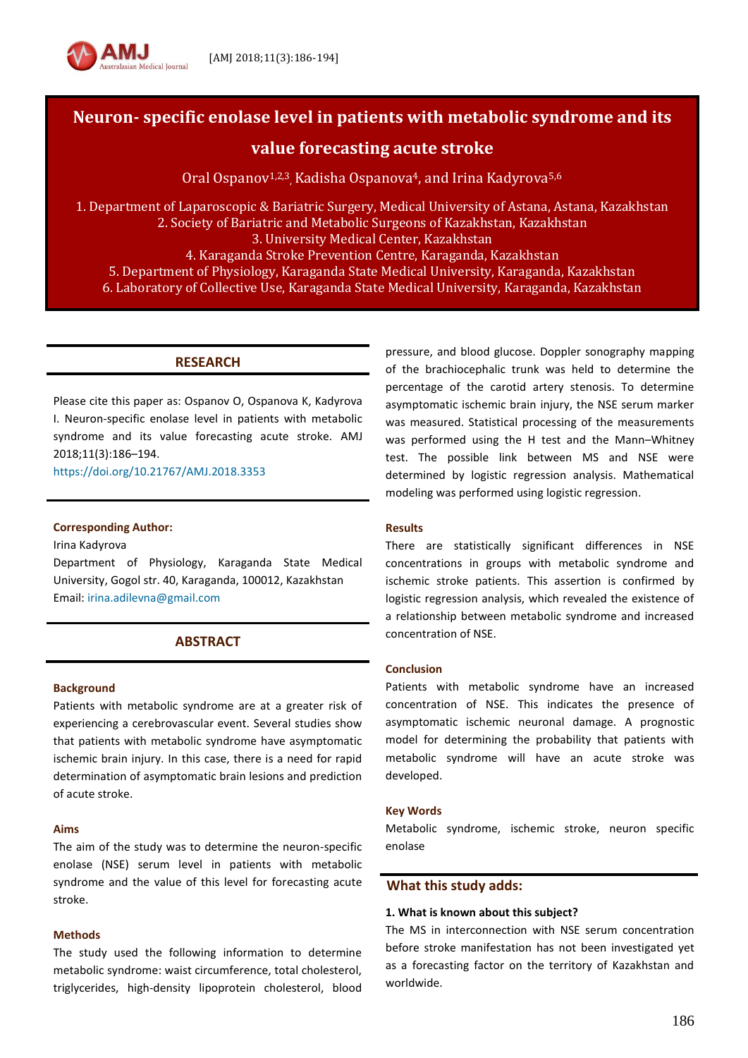# Neuron- specific enolase level in patients with metabolic syndrome and its value forecasting acute stroke

Oral Ospanov[1,2,3], Kadisha Ospanova[4], and Irina Kadyrova[5,6]

1. Department of Laparoscopic & Bariatric Surgery, Medical University of Astana, Astana, Kazakhstan
2. Society of Bariatric and Metabolic Surgeons of Kazakhstan, Kazakhstan
3. University Medical Center, Kazakhstan
4. Karaganda Stroke Prevention Centre, Karaganda, Kazakhstan
5. Department of Physiology, Karaganda State Medical University, Karaganda, Kazakhstan
6. Laboratory of Collective Use, Karaganda State Medical University, Karaganda, Kazakhstan

## RESEARCH

Please cite this paper as: Ospanov O, Ospanova K, Kadyrova I. Neuron-specific enolase level in patients with metabolic syndrome and its value forecasting acute stroke. AMJ 2018;11(3):186–194.
https://doi.org/10.21767/AMJ.2018.3353

**Corresponding Author:**
Irina Kadyrova
Department of Physiology, Karaganda State Medical University, Gogol str. 40, Karaganda, 100012, Kazakhstan
Email: irina.adilevna@gmail.com

## ABSTRACT

### Background

Patients with metabolic syndrome are at a greater risk of experiencing a cerebrovascular event. Several studies show that patients with metabolic syndrome have asymptomatic ischemic brain injury. In this case, there is a need for rapid determination of asymptomatic brain lesions and prediction of acute stroke.

### Aims

The aim of the study was to determine the neuron-specific enolase (NSE) serum level in patients with metabolic syndrome and the value of this level for forecasting acute stroke.

### Methods

The study used the following information to determine metabolic syndrome: waist circumference, total cholesterol, triglycerides, high-density lipoprotein cholesterol, blood pressure, and blood glucose. Doppler sonography mapping of the brachiocephalic trunk was held to determine the percentage of the carotid artery stenosis. To determine asymptomatic ischemic brain injury, the NSE serum marker was measured. Statistical processing of the measurements was performed using the H test and the Mann–Whitney test. The possible link between MS and NSE were determined by logistic regression analysis. Mathematical modeling was performed using logistic regression.

### Results

There are statistically significant differences in NSE concentrations in groups with metabolic syndrome and ischemic stroke patients. This assertion is confirmed by logistic regression analysis, which revealed the existence of a relationship between metabolic syndrome and increased concentration of NSE.

### Conclusion

Patients with metabolic syndrome have an increased concentration of NSE. This indicates the presence of asymptomatic ischemic neuronal damage. A prognostic model for determining the probability that patients with metabolic syndrome will have an acute stroke was developed.

### Key Words

Metabolic syndrome, ischemic stroke, neuron specific enolase

## What this study adds:

**1. What is known about this subject?**

The MS in interconnection with NSE serum concentration before stroke manifestation has not been investigated yet as a forecasting factor on the territory of Kazakhstan and worldwide.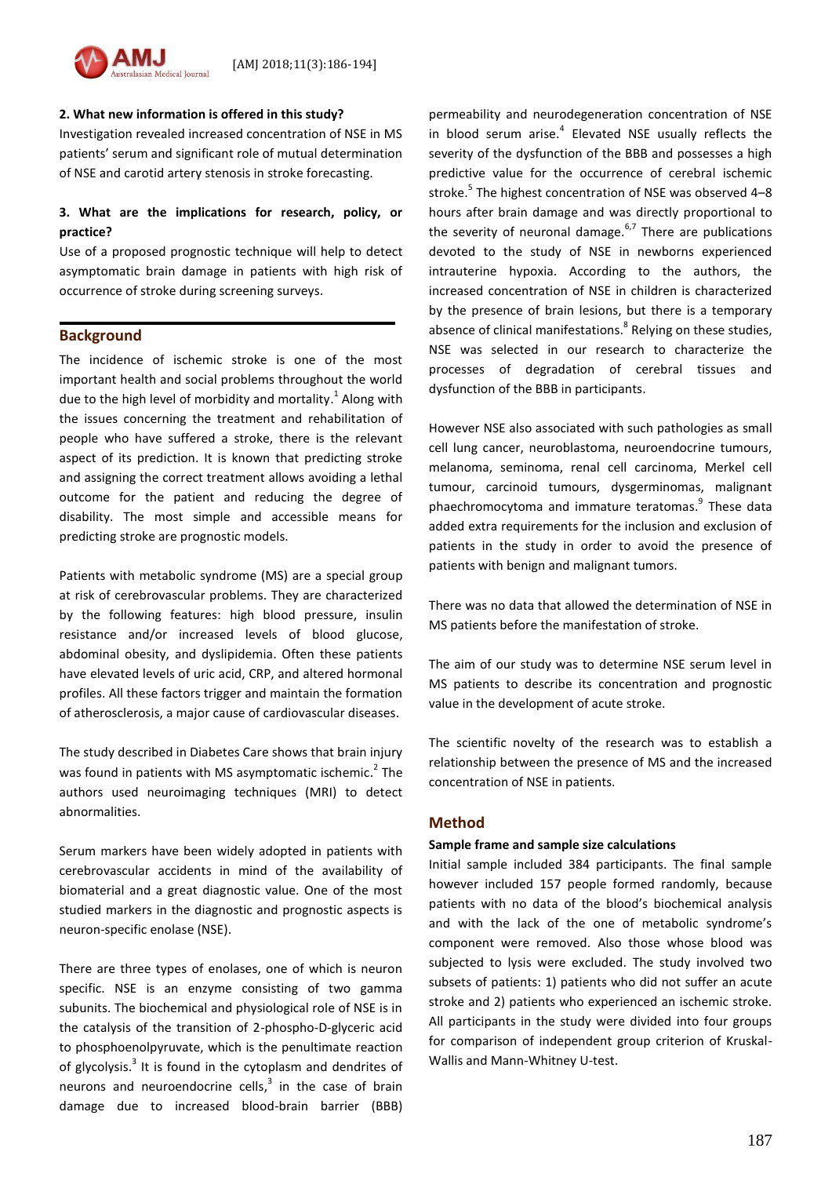**2. What new information is offered in this study?**

Investigation revealed increased concentration of NSE in MS patients' serum and significant role of mutual determination of NSE and carotid artery stenosis in stroke forecasting.

**3. What are the implications for research, policy, or practice?**

Use of a proposed prognostic technique will help to detect asymptomatic brain damage in patients with high risk of occurrence of stroke during screening surveys.

## Background

The incidence of ischemic stroke is one of the most important health and social problems throughout the world due to the high level of morbidity and mortality.[1] Along with the issues concerning the treatment and rehabilitation of people who have suffered a stroke, there is the relevant aspect of its prediction. It is known that predicting stroke and assigning the correct treatment allows avoiding a lethal outcome for the patient and reducing the degree of disability. The most simple and accessible means for predicting stroke are prognostic models.

Patients with metabolic syndrome (MS) are a special group at risk of cerebrovascular problems. They are characterized by the following features: high blood pressure, insulin resistance and/or increased levels of blood glucose, abdominal obesity, and dyslipidemia. Often these patients have elevated levels of uric acid, CRP, and altered hormonal profiles. All these factors trigger and maintain the formation of atherosclerosis, a major cause of cardiovascular diseases.

The study described in Diabetes Care shows that brain injury was found in patients with MS asymptomatic ischemic.[2] The authors used neuroimaging techniques (MRI) to detect abnormalities.

Serum markers have been widely adopted in patients with cerebrovascular accidents in mind of the availability of biomaterial and a great diagnostic value. One of the most studied markers in the diagnostic and prognostic aspects is neuron-specific enolase (NSE).

There are three types of enolases, one of which is neuron specific. NSE is an enzyme consisting of two gamma subunits. The biochemical and physiological role of NSE is in the catalysis of the transition of 2-phospho-D-glyceric acid to phosphoenolpyruvate, which is the penultimate reaction of glycolysis.[3] It is found in the cytoplasm and dendrites of neurons and neuroendocrine cells,[3] in the case of brain damage due to increased blood-brain barrier (BBB) permeability and neurodegeneration concentration of NSE in blood serum arise.[4] Elevated NSE usually reflects the severity of the dysfunction of the BBB and possesses a high predictive value for the occurrence of cerebral ischemic stroke.[5] The highest concentration of NSE was observed 4–8 hours after brain damage and was directly proportional to the severity of neuronal damage.[6,7] There are publications devoted to the study of NSE in newborns experienced intrauterine hypoxia. According to the authors, the increased concentration of NSE in children is characterized by the presence of brain lesions, but there is a temporary absence of clinical manifestations.[8] Relying on these studies, NSE was selected in our research to characterize the processes of degradation of cerebral tissues and dysfunction of the BBB in participants.

However NSE also associated with such pathologies as small cell lung cancer, neuroblastoma, neuroendocrine tumours, melanoma, seminoma, renal cell carcinoma, Merkel cell tumour, carcinoid tumours, dysgerminomas, malignant phaechromocytoma and immature teratomas.[9] These data added extra requirements for the inclusion and exclusion of patients in the study in order to avoid the presence of patients with benign and malignant tumors.

There was no data that allowed the determination of NSE in MS patients before the manifestation of stroke.

The aim of our study was to determine NSE serum level in MS patients to describe its concentration and prognostic value in the development of acute stroke.

The scientific novelty of the research was to establish a relationship between the presence of MS and the increased concentration of NSE in patients.

## Method

### Sample frame and sample size calculations

Initial sample included 384 participants. The final sample however included 157 people formed randomly, because patients with no data of the blood's biochemical analysis and with the lack of the one of metabolic syndrome's component were removed. Also those whose blood was subjected to lysis were excluded. The study involved two subsets of patients: 1) patients who did not suffer an acute stroke and 2) patients who experienced an ischemic stroke. All participants in the study were divided into four groups for comparison of independent group criterion of Kruskal-Wallis and Mann-Whitney U-test.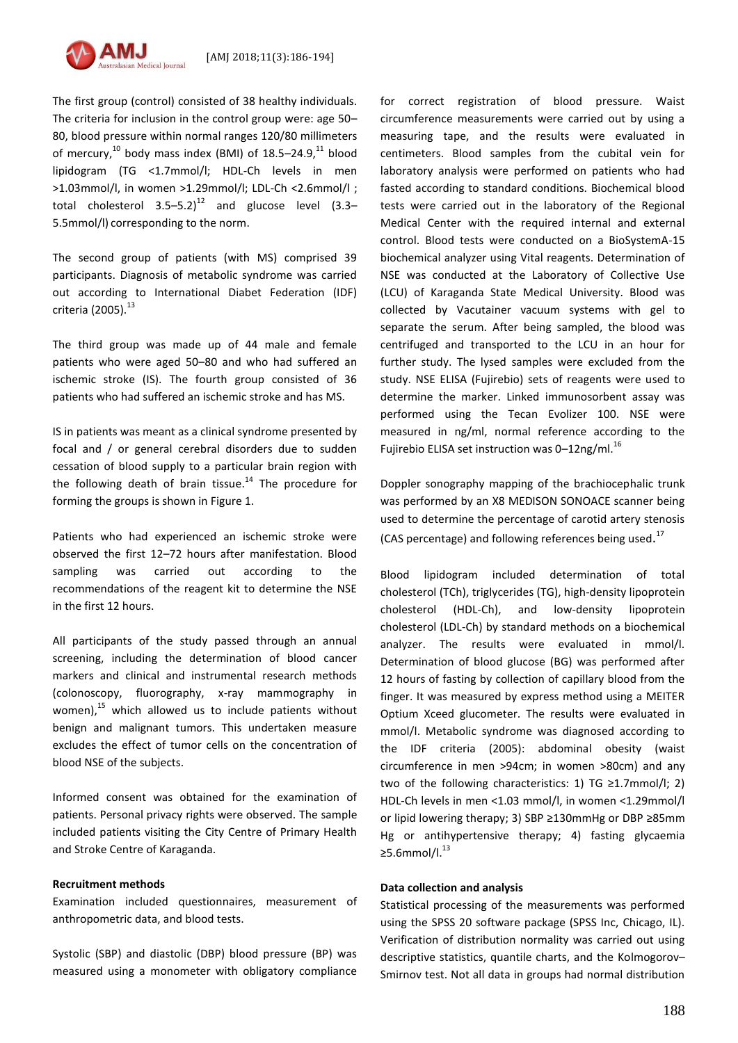The first group (control) consisted of 38 healthy individuals. The criteria for inclusion in the control group were: age 50–80, blood pressure within normal ranges 120/80 millimeters of mercury,[10] body mass index (BMI) of 18.5–24.9,[11] blood lipidogram (TG <1.7mmol/l; HDL-Ch levels in men >1.03mmol/l, in women >1.29mmol/l; LDL-Ch <2.6mmol/l ; total cholesterol 3.5–5.2)[12] and glucose level (3.3–5.5mmol/l) corresponding to the norm.

The second group of patients (with MS) comprised 39 participants. Diagnosis of metabolic syndrome was carried out according to International Diabet Federation (IDF) criteria (2005).[13]

The third group was made up of 44 male and female patients who were aged 50–80 and who had suffered an ischemic stroke (IS). The fourth group consisted of 36 patients who had suffered an ischemic stroke and has MS.

IS in patients was meant as a clinical syndrome presented by focal and / or general cerebral disorders due to sudden cessation of blood supply to a particular brain region with the following death of brain tissue.[14] The procedure for forming the groups is shown in Figure 1.

Patients who had experienced an ischemic stroke were observed the first 12–72 hours after manifestation. Blood sampling was carried out according to the recommendations of the reagent kit to determine the NSE in the first 12 hours.

All participants of the study passed through an annual screening, including the determination of blood cancer markers and clinical and instrumental research methods (colonoscopy, fluorography, x-ray mammography in women),[15] which allowed us to include patients without benign and malignant tumors. This undertaken measure excludes the effect of tumor cells on the concentration of blood NSE of the subjects.

Informed consent was obtained for the examination of patients. Personal privacy rights were observed. The sample included patients visiting the City Centre of Primary Health and Stroke Centre of Karaganda.

**Recruitment methods**

Examination included questionnaires, measurement of anthropometric data, and blood tests.

Systolic (SBP) and diastolic (DBP) blood pressure (BP) was measured using a monometer with obligatory compliance for correct registration of blood pressure. Waist circumference measurements were carried out by using a measuring tape, and the results were evaluated in centimeters. Blood samples from the cubital vein for laboratory analysis were performed on patients who had fasted according to standard conditions. Biochemical blood tests were carried out in the laboratory of the Regional Medical Center with the required internal and external control. Blood tests were conducted on a BioSystemA-15 biochemical analyzer using Vital reagents. Determination of NSE was conducted at the Laboratory of Collective Use (LCU) of Karaganda State Medical University. Blood was collected by Vacutainer vacuum systems with gel to separate the serum. After being sampled, the blood was centrifuged and transported to the LCU in an hour for further study. The lysed samples were excluded from the study. NSE ELISA (Fujirebio) sets of reagents were used to determine the marker. Linked immunosorbent assay was performed using the Tecan Evolizer 100. NSE were measured in ng/ml, normal reference according to the Fujirebio ELISA set instruction was 0–12ng/ml.[16]

Doppler sonography mapping of the brachiocephalic trunk was performed by an X8 MEDISON SONOACE scanner being used to determine the percentage of carotid artery stenosis (CAS percentage) and following references being used.[17]

Blood lipidogram included determination of total cholesterol (TCh), triglycerides (TG), high-density lipoprotein cholesterol (HDL-Ch), and low-density lipoprotein cholesterol (LDL-Ch) by standard methods on a biochemical analyzer. The results were evaluated in mmol/l. Determination of blood glucose (BG) was performed after 12 hours of fasting by collection of capillary blood from the finger. It was measured by express method using a MEITER Optium Xceed glucometer. The results were evaluated in mmol/l. Metabolic syndrome was diagnosed according to the IDF criteria (2005): abdominal obesity (waist circumference in men >94cm; in women >80cm) and any two of the following characteristics: 1) TG ≥1.7mmol/l; 2) HDL-Ch levels in men <1.03 mmol/l, in women <1.29mmol/l or lipid lowering therapy; 3) SBP ≥130mmHg or DBP ≥85mm Hg or antihypertensive therapy; 4) fasting glycaemia ≥5.6mmol/l.[13]

**Data collection and analysis**

Statistical processing of the measurements was performed using the SPSS 20 software package (SPSS Inc, Chicago, IL). Verification of distribution normality was carried out using descriptive statistics, quantile charts, and the Kolmogorov–Smirnov test. Not all data in groups had normal distribution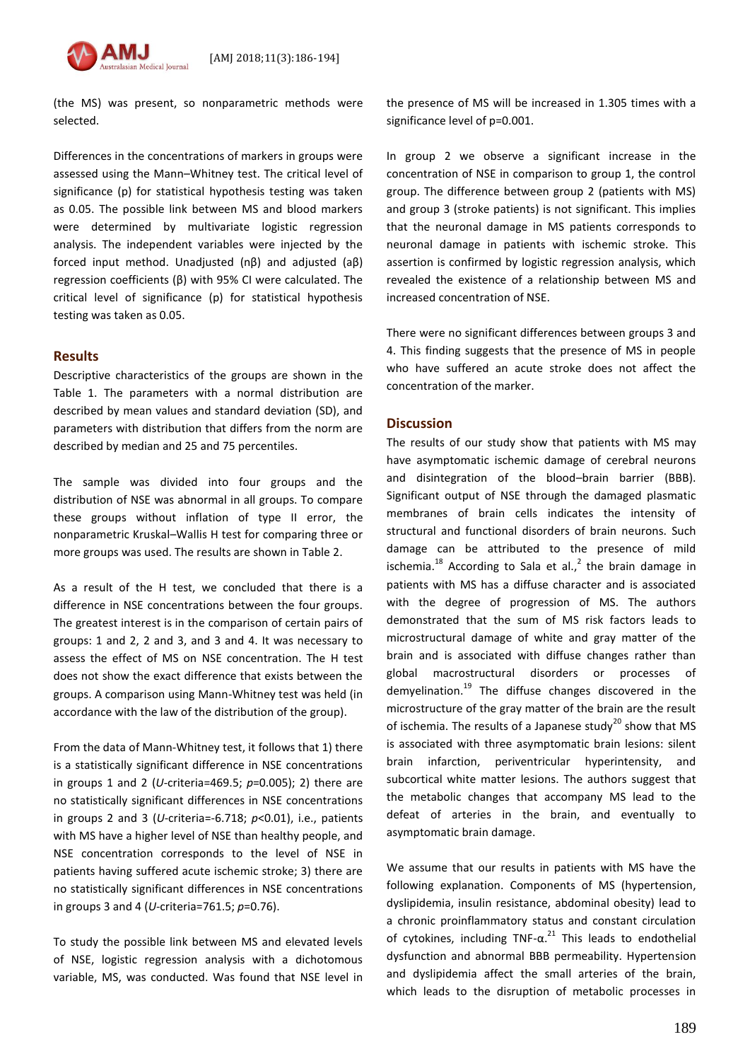(the MS) was present, so nonparametric methods were selected.

Differences in the concentrations of markers in groups were assessed using the Mann–Whitney test. The critical level of significance (p) for statistical hypothesis testing was taken as 0.05. The possible link between MS and blood markers were determined by multivariate logistic regression analysis. The independent variables were injected by the forced input method. Unadjusted (nβ) and adjusted (aβ) regression coefficients (β) with 95% CI were calculated. The critical level of significance (p) for statistical hypothesis testing was taken as 0.05.

## Results

Descriptive characteristics of the groups are shown in the Table 1. The parameters with a normal distribution are described by mean values and standard deviation (SD), and parameters with distribution that differs from the norm are described by median and 25 and 75 percentiles.

The sample was divided into four groups and the distribution of NSE was abnormal in all groups. To compare these groups without inflation of type II error, the nonparametric Kruskal–Wallis H test for comparing three or more groups was used. The results are shown in Table 2.

As a result of the H test, we concluded that there is a difference in NSE concentrations between the four groups. The greatest interest is in the comparison of certain pairs of groups: 1 and 2, 2 and 3, and 3 and 4. It was necessary to assess the effect of MS on NSE concentration. The H test does not show the exact difference that exists between the groups. A comparison using Mann-Whitney test was held (in accordance with the law of the distribution of the group).

From the data of Mann-Whitney test, it follows that 1) there is a statistically significant difference in NSE concentrations in groups 1 and 2 (*U*-criteria=469.5; *p*=0.005); 2) there are no statistically significant differences in NSE concentrations in groups 2 and 3 (*U*-criteria=-6.718; *p*<0.01), i.e., patients with MS have a higher level of NSE than healthy people, and NSE concentration corresponds to the level of NSE in patients having suffered acute ischemic stroke; 3) there are no statistically significant differences in NSE concentrations in groups 3 and 4 (*U*-criteria=761.5; *p*=0.76).

To study the possible link between MS and elevated levels of NSE, logistic regression analysis with a dichotomous variable, MS, was conducted. Was found that NSE level in the presence of MS will be increased in 1.305 times with a significance level of p=0.001.

In group 2 we observe a significant increase in the concentration of NSE in comparison to group 1, the control group. The difference between group 2 (patients with MS) and group 3 (stroke patients) is not significant. This implies that the neuronal damage in MS patients corresponds to neuronal damage in patients with ischemic stroke. This assertion is confirmed by logistic regression analysis, which revealed the existence of a relationship between MS and increased concentration of NSE.

There were no significant differences between groups 3 and 4. This finding suggests that the presence of MS in people who have suffered an acute stroke does not affect the concentration of the marker.

## Discussion

The results of our study show that patients with MS may have asymptomatic ischemic damage of cerebral neurons and disintegration of the blood–brain barrier (BBB). Significant output of NSE through the damaged plasmatic membranes of brain cells indicates the intensity of structural and functional disorders of brain neurons. Such damage can be attributed to the presence of mild ischemia.[18] According to Sala et al.,[2] the brain damage in patients with MS has a diffuse character and is associated with the degree of progression of MS. The authors demonstrated that the sum of MS risk factors leads to microstructural damage of white and gray matter of the brain and is associated with diffuse changes rather than global macrostructural disorders or processes of demyelination.[19] The diffuse changes discovered in the microstructure of the gray matter of the brain are the result of ischemia. The results of a Japanese study[20] show that MS is associated with three asymptomatic brain lesions: silent brain infarction, periventricular hyperintensity, and subcortical white matter lesions. The authors suggest that the metabolic changes that accompany MS lead to the defeat of arteries in the brain, and eventually to asymptomatic brain damage.

We assume that our results in patients with MS have the following explanation. Components of MS (hypertension, dyslipidemia, insulin resistance, abdominal obesity) lead to a chronic proinflammatory status and constant circulation of cytokines, including TNF-α.[21] This leads to endothelial dysfunction and abnormal BBB permeability. Hypertension and dyslipidemia affect the small arteries of the brain, which leads to the disruption of metabolic processes in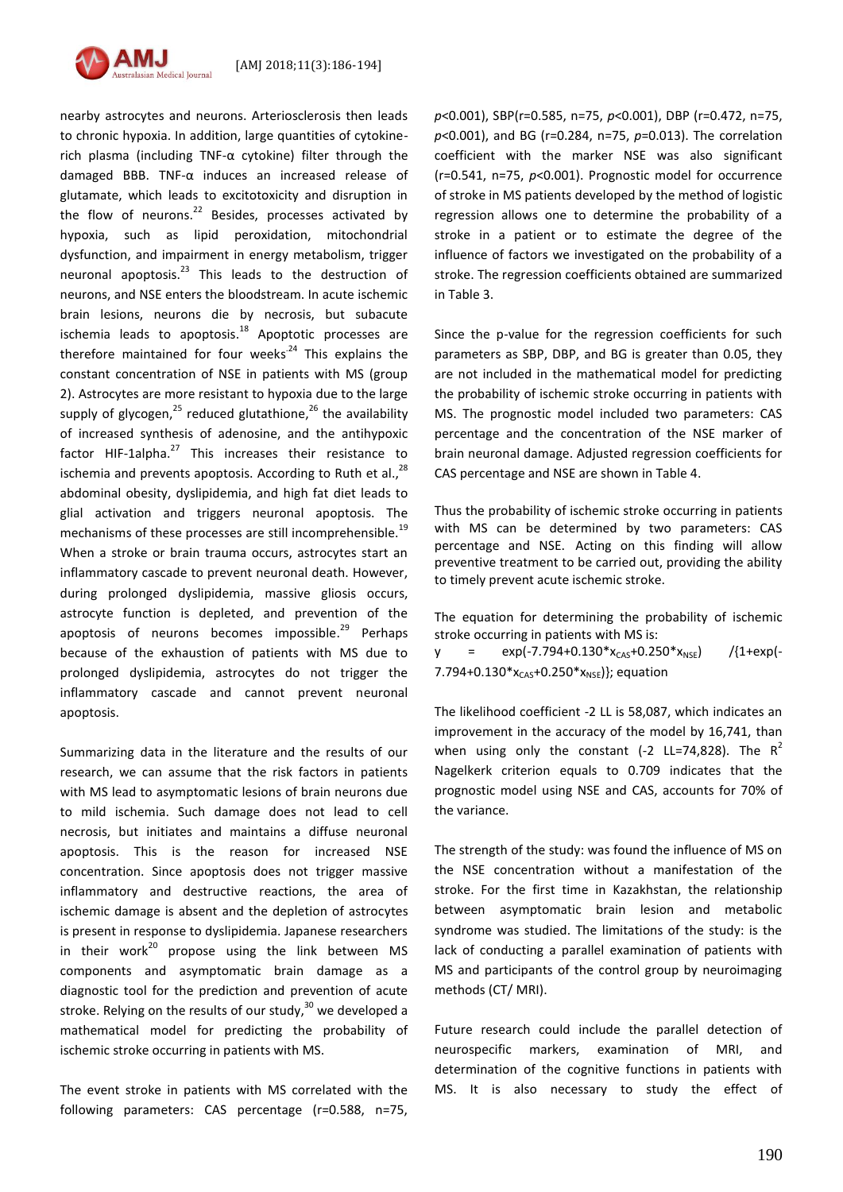nearby astrocytes and neurons. Arteriosclerosis then leads to chronic hypoxia. In addition, large quantities of cytokine-rich plasma (including TNF-α cytokine) filter through the damaged BBB. TNF-α induces an increased release of glutamate, which leads to excitotoxicity and disruption in the flow of neurons.[22] Besides, processes activated by hypoxia, such as lipid peroxidation, mitochondrial dysfunction, and impairment in energy metabolism, trigger neuronal apoptosis.[23] This leads to the destruction of neurons, and NSE enters the bloodstream. In acute ischemic brain lesions, neurons die by necrosis, but subacute ischemia leads to apoptosis.[18] Apoptotic processes are therefore maintained for four weeks[24] This explains the constant concentration of NSE in patients with MS (group 2). Astrocytes are more resistant to hypoxia due to the large supply of glycogen,[25] reduced glutathione,[26] the availability of increased synthesis of adenosine, and the antihypoxic factor HIF-1alpha.[27] This increases their resistance to ischemia and prevents apoptosis. According to Ruth et al.,[28] abdominal obesity, dyslipidemia, and high fat diet leads to glial activation and triggers neuronal apoptosis. The mechanisms of these processes are still incomprehensible.[19] When a stroke or brain trauma occurs, astrocytes start an inflammatory cascade to prevent neuronal death. However, during prolonged dyslipidemia, massive gliosis occurs, astrocyte function is depleted, and prevention of the apoptosis of neurons becomes impossible.[29] Perhaps because of the exhaustion of patients with MS due to prolonged dyslipidemia, astrocytes do not trigger the inflammatory cascade and cannot prevent neuronal apoptosis.

Summarizing data in the literature and the results of our research, we can assume that the risk factors in patients with MS lead to asymptomatic lesions of brain neurons due to mild ischemia. Such damage does not lead to cell necrosis, but initiates and maintains a diffuse neuronal apoptosis. This is the reason for increased NSE concentration. Since apoptosis does not trigger massive inflammatory and destructive reactions, the area of ischemic damage is absent and the depletion of astrocytes is present in response to dyslipidemia. Japanese researchers in their work[20] propose using the link between MS components and asymptomatic brain damage as a diagnostic tool for the prediction and prevention of acute stroke. Relying on the results of our study,[30] we developed a mathematical model for predicting the probability of ischemic stroke occurring in patients with MS.

The event stroke in patients with MS correlated with the following parameters: CAS percentage ($r=0.588$, $n=75$, $p<0.001$), SBP($r=0.585$, $n=75$, $p<0.001$), DBP ($r=0.472$, $n=75$, $p<0.001$), and BG ($r=0.284$, $n=75$, $p=0.013$). The correlation coefficient with the marker NSE was also significant ($r=0.541$, $n=75$, $p<0.001$). Prognostic model for occurrence of stroke in MS patients developed by the method of logistic regression allows one to determine the probability of a stroke in a patient or to estimate the degree of the influence of factors we investigated on the probability of a stroke. The regression coefficients obtained are summarized in Table 3.

Since the p-value for the regression coefficients for such parameters as SBP, DBP, and BG is greater than 0.05, they are not included in the mathematical model for predicting the probability of ischemic stroke occurring in patients with MS. The prognostic model included two parameters: CAS percentage and the concentration of the NSE marker of brain neuronal damage. Adjusted regression coefficients for CAS percentage and NSE are shown in Table 4.

Thus the probability of ischemic stroke occurring in patients with MS can be determined by two parameters: CAS percentage and NSE. Acting on this finding will allow preventive treatment to be carried out, providing the ability to timely prevent acute ischemic stroke.

The equation for determining the probability of ischemic stroke occurring in patients with MS is:

$$y = \exp(-7.794+0.130*x_{CAS}+0.250*x_{NSE}) / \{1+\exp(-7.794+0.130*x_{CAS}+0.250*x_{NSE})\};$$ equation

The likelihood coefficient -2 LL is 58,087, which indicates an improvement in the accuracy of the model by 16,741, than when using only the constant (-2 LL=74,828). The $R^2$ Nagelkerk criterion equals to 0.709 indicates that the prognostic model using NSE and CAS, accounts for 70% of the variance.

The strength of the study: was found the influence of MS on the NSE concentration without a manifestation of the stroke. For the first time in Kazakhstan, the relationship between asymptomatic brain lesion and metabolic syndrome was studied. The limitations of the study: is the lack of conducting a parallel examination of patients with MS and participants of the control group by neuroimaging methods (CT/ MRI).

Future research could include the parallel detection of neurospecific markers, examination of MRI, and determination of the cognitive functions in patients with MS. It is also necessary to study the effect of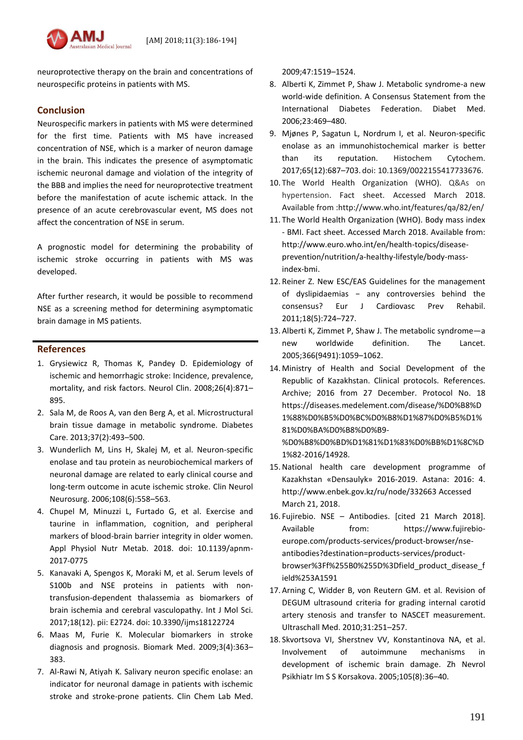neuroprotective therapy on the brain and concentrations of neurospecific proteins in patients with MS.

## Conclusion

Neurospecific markers in patients with MS were determined for the first time. Patients with MS have increased concentration of NSE, which is a marker of neuron damage in the brain. This indicates the presence of asymptomatic ischemic neuronal damage and violation of the integrity of the BBB and implies the need for neuroprotective treatment before the manifestation of acute ischemic attack. In the presence of an acute cerebrovascular event, MS does not affect the concentration of NSE in serum.

A prognostic model for determining the probability of ischemic stroke occurring in patients with MS was developed.

After further research, it would be possible to recommend NSE as a screening method for determining asymptomatic brain damage in MS patients.

## References

1. Grysiewicz R, Thomas K, Pandey D. Epidemiology of ischemic and hemorrhagic stroke: Incidence, prevalence, mortality, and risk factors. Neurol Clin. 2008;26(4):871–895.
2. Sala M, de Roos A, van den Berg A, et al. Microstructural brain tissue damage in metabolic syndrome. Diabetes Care. 2013;37(2):493–500.
3. Wunderlich M, Lins H, Skalej M, et al. Neuron-specific enolase and tau protein as neurobiochemical markers of neuronal damage are related to early clinical course and long-term outcome in acute ischemic stroke. Clin Neurol Neurosurg. 2006;108(6):558–563.
4. Chupel M, Minuzzi L, Furtado G, et al. Exercise and taurine in inflammation, cognition, and peripheral markers of blood-brain barrier integrity in older women. Appl Physiol Nutr Metab. 2018. doi: 10.1139/apnm-2017-0775
5. Kanavaki A, Spengos K, Moraki M, et al. Serum levels of S100b and NSE proteins in patients with non-transfusion-dependent thalassemia as biomarkers of brain ischemia and cerebral vasculopathy. Int J Mol Sci. 2017;18(12). pii: E2724. doi: 10.3390/ijms18122724
6. Maas M, Furie K. Molecular biomarkers in stroke diagnosis and prognosis. Biomark Med. 2009;3(4):363–383.
7. Al-Rawi N, Atiyah K. Salivary neuron specific enolase: an indicator for neuronal damage in patients with ischemic stroke and stroke-prone patients. Clin Chem Lab Med. 2009;47:1519–1524.
8. Alberti K, Zimmet P, Shaw J. Metabolic syndrome-a new world-wide definition. A Consensus Statement from the International Diabetes Federation. Diabet Med. 2006;23:469–480.
9. Mjønes P, Sagatun L, Nordrum I, et al. Neuron-specific enolase as an immunohistochemical marker is better than its reputation. Histochem Cytochem. 2017;65(12):687–703. doi: 10.1369/0022155417733676.
10. The World Health Organization (WHO). Q&As on hypertension. Fact sheet. Accessed March 2018. Available from :http://www.who.int/features/qa/82/en/
11. The World Health Organization (WHO). Body mass index - BMI. Fact sheet. Accessed March 2018. Available from: http://www.euro.who.int/en/health-topics/disease-prevention/nutrition/a-healthy-lifestyle/body-mass-index-bmi.
12. Reiner Z. New ESC/EAS Guidelines for the management of dyslipidaemias – any controversies behind the consensus? Eur J Cardiovasc Prev Rehabil. 2011;18(5):724–727.
13. Alberti K, Zimmet P, Shaw J. The metabolic syndrome—a new worldwide definition. The Lancet. 2005;366(9491):1059–1062.
14. Ministry of Health and Social Development of the Republic of Kazakhstan. Clinical protocols. References. Archive; 2016 from 27 December. Protocol No. 18 https://diseases.medelement.com/disease/%D0%B8%D1%88%D0%B5%D0%BC%D0%B8%D1%87%D0%B5%D1%81%D0%BA%D0%B8%D0%B9-%D0%B8%D0%BD%D1%81%D1%83%D0%BB%D1%8C%D1%82-2016/14928.
15. National health care development programme of Kazakhstan «Densaulyk» 2016-2019. Astana: 2016: 4. http://www.enbek.gov.kz/ru/node/332663 Accessed March 21, 2018.
16. Fujirebio. NSE – Antibodies. [cited 21 March 2018]. Available from: https://www.fujirebio-europe.com/products-services/product-browser/nse-antibodies?destination=products-services/product-browser%3Ff%255B0%255D%3Dfield_product_disease_field%253A1591
17. Arning C, Widder B, von Reutern GM. et al. Revision of DEGUM ultrasound criteria for grading internal carotid artery stenosis and transfer to NASCET measurement. Ultraschall Med. 2010;31:251–257.
18. Skvortsova VI, Sherstnev VV, Konstantinova NA, et al. Involvement of autoimmune mechanisms in development of ischemic brain damage. Zh Nevrol Psikhiatr Im S S Korsakova. 2005;105(8):36–40.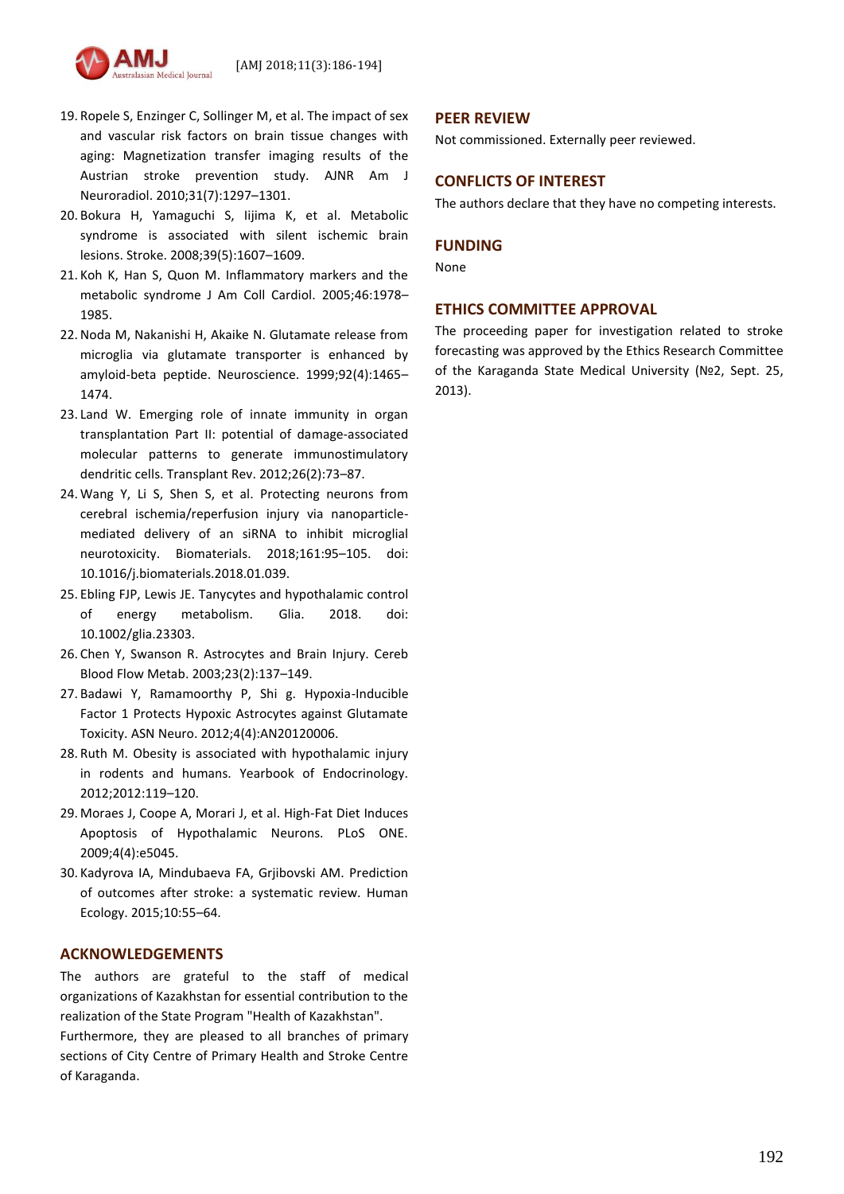19. Ropele S, Enzinger C, Sollinger M, et al. The impact of sex and vascular risk factors on brain tissue changes with aging: Magnetization transfer imaging results of the Austrian stroke prevention study. AJNR Am J Neuroradiol. 2010;31(7):1297–1301.
20. Bokura H, Yamaguchi S, Iijima K, et al. Metabolic syndrome is associated with silent ischemic brain lesions. Stroke. 2008;39(5):1607–1609.
21. Koh K, Han S, Quon M. Inflammatory markers and the metabolic syndrome J Am Coll Cardiol. 2005;46:1978–1985.
22. Noda M, Nakanishi H, Akaike N. Glutamate release from microglia via glutamate transporter is enhanced by amyloid-beta peptide. Neuroscience. 1999;92(4):1465–1474.
23. Land W. Emerging role of innate immunity in organ transplantation Part II: potential of damage-associated molecular patterns to generate immunostimulatory dendritic cells. Transplant Rev. 2012;26(2):73–87.
24. Wang Y, Li S, Shen S, et al. Protecting neurons from cerebral ischemia/reperfusion injury via nanoparticle-mediated delivery of an siRNA to inhibit microglial neurotoxicity. Biomaterials. 2018;161:95–105. doi: 10.1016/j.biomaterials.2018.01.039.
25. Ebling FJP, Lewis JE. Tanycytes and hypothalamic control of energy metabolism. Glia. 2018. doi: 10.1002/glia.23303.
26. Chen Y, Swanson R. Astrocytes and Brain Injury. Cereb Blood Flow Metab. 2003;23(2):137–149.
27. Badawi Y, Ramamoorthy P, Shi g. Hypoxia-Inducible Factor 1 Protects Hypoxic Astrocytes against Glutamate Toxicity. ASN Neuro. 2012;4(4):AN20120006.
28. Ruth M. Obesity is associated with hypothalamic injury in rodents and humans. Yearbook of Endocrinology. 2012;2012:119–120.
29. Moraes J, Coope A, Morari J, et al. High-Fat Diet Induces Apoptosis of Hypothalamic Neurons. PLoS ONE. 2009;4(4):e5045.
30. Kadyrova IA, Mindubaeva FA, Grjibovski AM. Prediction of outcomes after stroke: a systematic review. Human Ecology. 2015;10:55–64.

## ACKNOWLEDGEMENTS

The authors are grateful to the staff of medical organizations of Kazakhstan for essential contribution to the realization of the State Program "Health of Kazakhstan". Furthermore, they are pleased to all branches of primary sections of City Centre of Primary Health and Stroke Centre of Karaganda.

## PEER REVIEW

Not commissioned. Externally peer reviewed.

## CONFLICTS OF INTEREST

The authors declare that they have no competing interests.

## FUNDING

None

## ETHICS COMMITTEE APPROVAL

The proceeding paper for investigation related to stroke forecasting was approved by the Ethics Research Committee of the Karaganda State Medical University (№2, Sept. 25, 2013).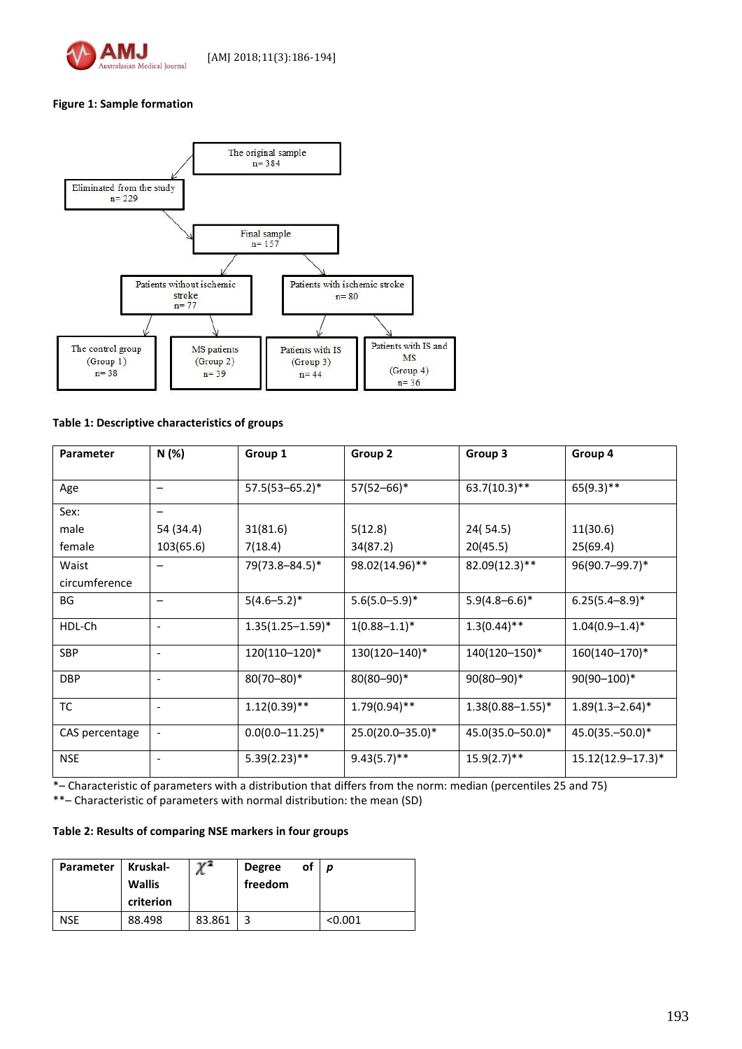**Figure 1: Sample formation**

The original sample
n= 384

Eliminated from the study
n= 229

Final sample
n= 157

Patients without ischemic stroke
n= 77

Patients with ischemic stroke
n= 80

The control group
(Group 1)
n= 38

MS patients
(Group 2)
n= 39

Patients with IS
(Group 3)
n= 44

Patients with IS and MS
(Group 4)
n= 36

**Table 1: Descriptive characteristics of groups**

| Parameter | N (%) | Group 1 | Group 2 | Group 3 | Group 4 |
|---|---|---|---|---|---|
| Age | – | 57.5(53–65.2)* | 57(52–66)* | 63.7(10.3)** | 65(9.3)** |
| Sex: | – | | | | |
| male | 54 (34.4) | 31(81.6) | 5(12.8) | 24( 54.5) | 11(30.6) |
| female | 103(65.6) | 7(18.4) | 34(87.2) | 20(45.5) | 25(69.4) |
| Waist circumference | – | 79(73.8–84.5)* | 98.02(14.96)** | 82.09(12.3)** | 96(90.7–99.7)* |
| BG | – | 5(4.6–5.2)* | 5.6(5.0–5.9)* | 5.9(4.8–6.6)* | 6.25(5.4–8.9)* |
| HDL-Ch | - | 1.35(1.25–1.59)* | 1(0.88–1.1)* | 1.3(0.44)** | 1.04(0.9–1.4)* |
| SBP | - | 120(110–120)* | 130(120–140)* | 140(120–150)* | 160(140–170)* |
| DBP | - | 80(70–80)* | 80(80–90)* | 90(80–90)* | 90(90–100)* |
| TC | - | 1.12(0.39)** | 1.79(0.94)** | 1.38(0.88–1.55)* | 1.89(1.3–2.64)* |
| CAS percentage | - | 0.0(0.0–11.25)* | 25.0(20.0–35.0)* | 45.0(35.0–50.0)* | 45.0(35.–50.0)* |
| NSE | - | 5.39(2.23)** | 9.43(5.7)** | 15.9(2.7)** | 15.12(12.9–17.3)* |

*– Characteristic of parameters with a distribution that differs from the norm: median (percentiles 25 and 75)
**– Characteristic of parameters with normal distribution: the mean (SD)

**Table 2: Results of comparing NSE markers in four groups**

| Parameter | Kruskal-Wallis criterion | $\chi^2$ | Degree of freedom | *p* |
|---|---|---|---|---|
| NSE | 88.498 | 83.861 | 3 | <0.001 |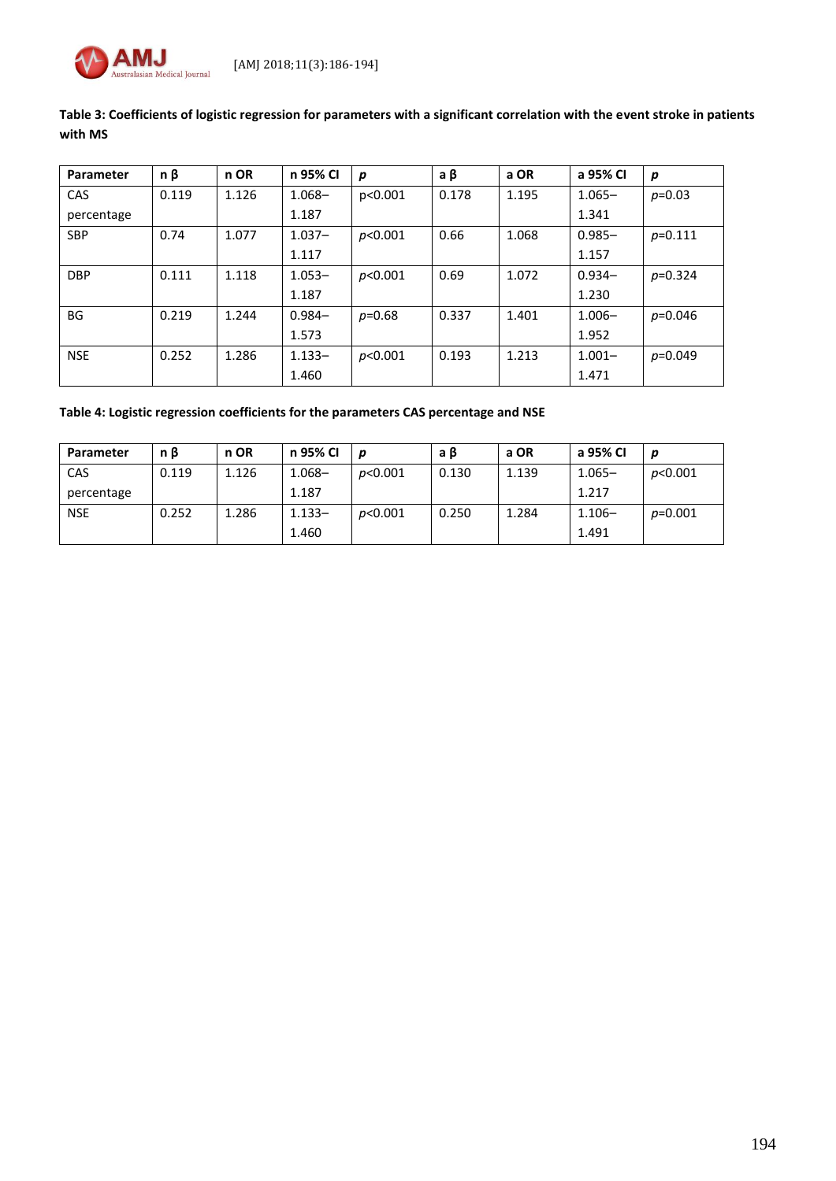**Table 3: Coefficients of logistic regression for parameters with a significant correlation with the event stroke in patients with MS**

| Parameter | n β | n OR | n 95% CI | *p* | a β | a OR | a 95% CI | *p* |
|---|---|---|---|---|---|---|---|---|
| CAS percentage | 0.119 | 1.126 | 1.068–1.187 | p<0.001 | 0.178 | 1.195 | 1.065–1.341 | *p*=0.03 |
| SBP | 0.74 | 1.077 | 1.037–1.117 | *p*<0.001 | 0.66 | 1.068 | 0.985–1.157 | *p*=0.111 |
| DBP | 0.111 | 1.118 | 1.053–1.187 | *p*<0.001 | 0.69 | 1.072 | 0.934–1.230 | *p*=0.324 |
| BG | 0.219 | 1.244 | 0.984–1.573 | *p*=0.68 | 0.337 | 1.401 | 1.006–1.952 | *p*=0.046 |
| NSE | 0.252 | 1.286 | 1.133–1.460 | *p*<0.001 | 0.193 | 1.213 | 1.001–1.471 | *p*=0.049 |

**Table 4: Logistic regression coefficients for the parameters CAS percentage and NSE**

| Parameter | n β | n OR | n 95% CI | *p* | a β | a OR | a 95% CI | *p* |
|---|---|---|---|---|---|---|---|---|
| CAS percentage | 0.119 | 1.126 | 1.068–1.187 | *p*<0.001 | 0.130 | 1.139 | 1.065–1.217 | *p*<0.001 |
| NSE | 0.252 | 1.286 | 1.133–1.460 | *p*<0.001 | 0.250 | 1.284 | 1.106–1.491 | *p*=0.001 |